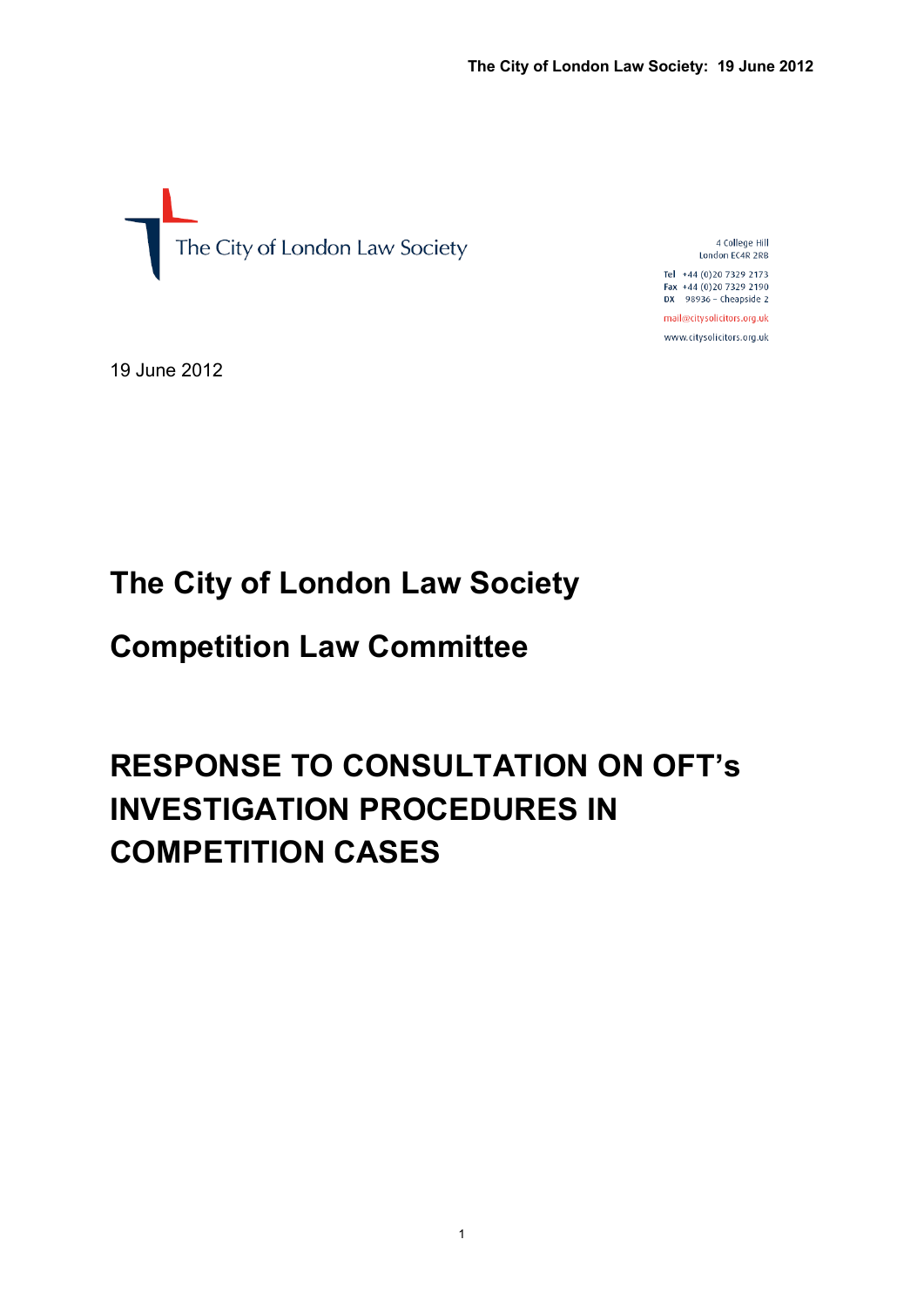The City of London Law Society

4 College Hill
London EC4R 2RB

Tel +44 (0)20 7329 2173
Fax +44 (0)20 7329 2190
DX 98936 – Cheapside 2

mail@citysolicitors.org.uk

www.citysolicitors.org.uk

19 June 2012

# The City of London Law Society

# Competition Law Committee

# RESPONSE TO CONSULTATION ON OFT's INVESTIGATION PROCEDURES IN COMPETITION CASES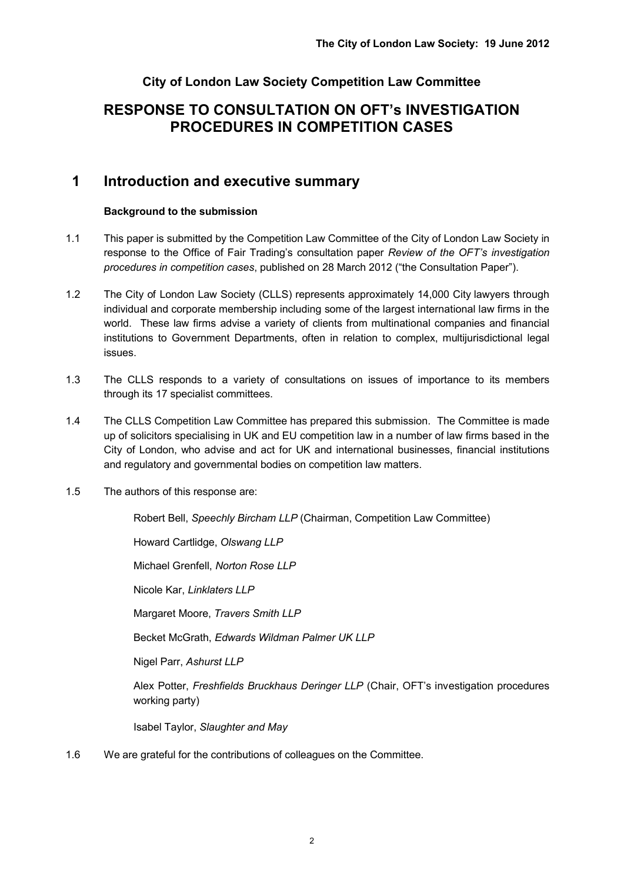**The City of London Law Society: 19 June 2012**

**City of London Law Society Competition Law Committee**

# RESPONSE TO CONSULTATION ON OFT's INVESTIGATION PROCEDURES IN COMPETITION CASES

## 1 Introduction and executive summary

**Background to the submission**

1.1 This paper is submitted by the Competition Law Committee of the City of London Law Society in response to the Office of Fair Trading's consultation paper *Review of the OFT's investigation procedures in competition cases*, published on 28 March 2012 ("the Consultation Paper").

1.2 The City of London Law Society (CLLS) represents approximately 14,000 City lawyers through individual and corporate membership including some of the largest international law firms in the world. These law firms advise a variety of clients from multinational companies and financial institutions to Government Departments, often in relation to complex, multijurisdictional legal issues.

1.3 The CLLS responds to a variety of consultations on issues of importance to its members through its 17 specialist committees.

1.4 The CLLS Competition Law Committee has prepared this submission. The Committee is made up of solicitors specialising in UK and EU competition law in a number of law firms based in the City of London, who advise and act for UK and international businesses, financial institutions and regulatory and governmental bodies on competition law matters.

1.5 The authors of this response are:

Robert Bell, *Speechly Bircham LLP* (Chairman, Competition Law Committee)

Howard Cartlidge, *Olswang LLP*

Michael Grenfell, *Norton Rose LLP*

Nicole Kar, *Linklaters LLP*

Margaret Moore, *Travers Smith LLP*

Becket McGrath, *Edwards Wildman Palmer UK LLP*

Nigel Parr, *Ashurst LLP*

Alex Potter, *Freshfields Bruckhaus Deringer LLP* (Chair, OFT's investigation procedures working party)

Isabel Taylor, *Slaughter and May*

1.6 We are grateful for the contributions of colleagues on the Committee.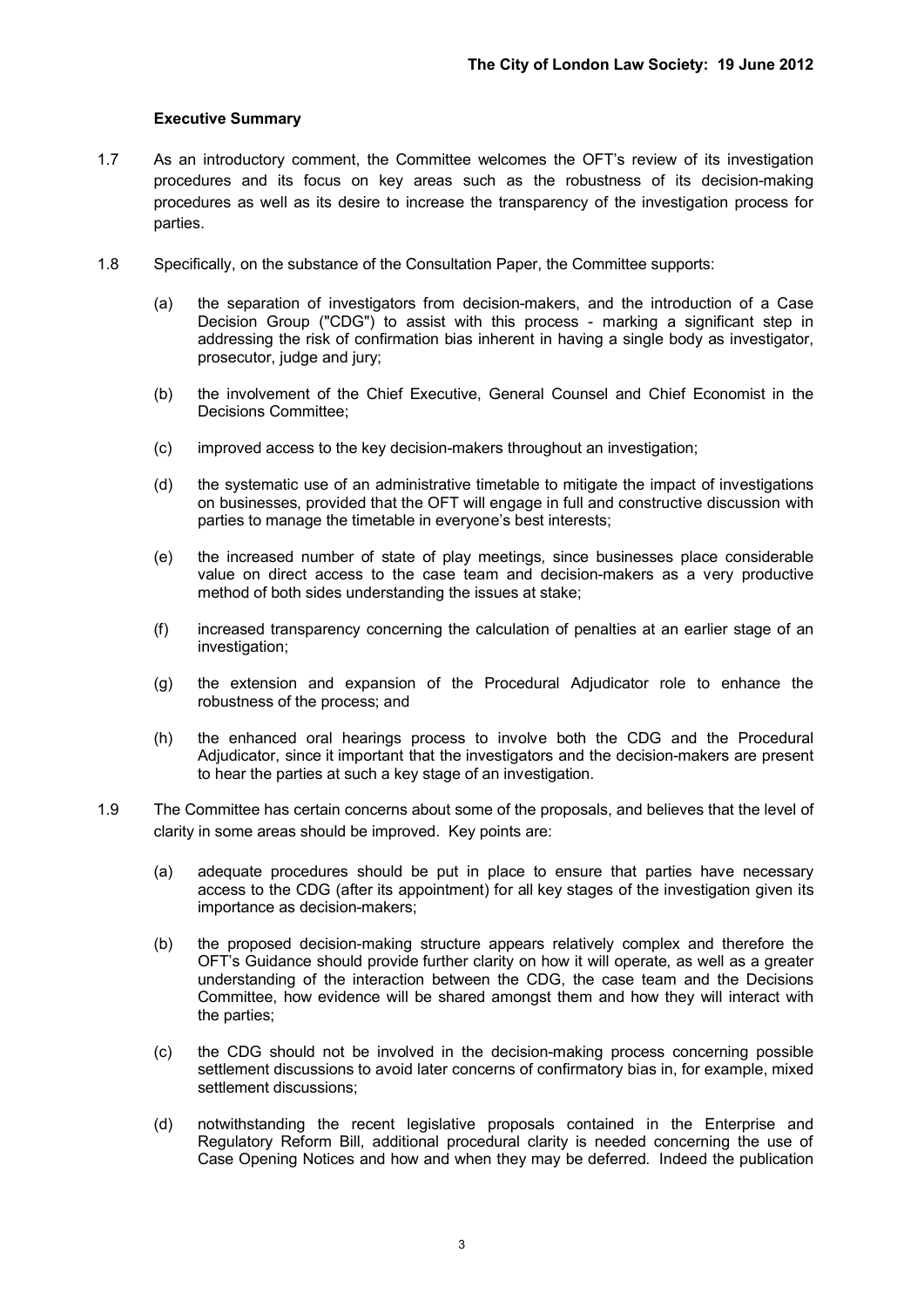### Executive Summary

1.7 As an introductory comment, the Committee welcomes the OFT's review of its investigation procedures and its focus on key areas such as the robustness of its decision-making procedures as well as its desire to increase the transparency of the investigation process for parties.

1.8 Specifically, on the substance of the Consultation Paper, the Committee supports:

(a) the separation of investigators from decision-makers, and the introduction of a Case Decision Group ("CDG") to assist with this process - marking a significant step in addressing the risk of confirmation bias inherent in having a single body as investigator, prosecutor, judge and jury;

(b) the involvement of the Chief Executive, General Counsel and Chief Economist in the Decisions Committee;

(c) improved access to the key decision-makers throughout an investigation;

(d) the systematic use of an administrative timetable to mitigate the impact of investigations on businesses, provided that the OFT will engage in full and constructive discussion with parties to manage the timetable in everyone's best interests;

(e) the increased number of state of play meetings, since businesses place considerable value on direct access to the case team and decision-makers as a very productive method of both sides understanding the issues at stake;

(f) increased transparency concerning the calculation of penalties at an earlier stage of an investigation;

(g) the extension and expansion of the Procedural Adjudicator role to enhance the robustness of the process; and

(h) the enhanced oral hearings process to involve both the CDG and the Procedural Adjudicator, since it important that the investigators and the decision-makers are present to hear the parties at such a key stage of an investigation.

1.9 The Committee has certain concerns about some of the proposals, and believes that the level of clarity in some areas should be improved. Key points are:

(a) adequate procedures should be put in place to ensure that parties have necessary access to the CDG (after its appointment) for all key stages of the investigation given its importance as decision-makers;

(b) the proposed decision-making structure appears relatively complex and therefore the OFT's Guidance should provide further clarity on how it will operate, as well as a greater understanding of the interaction between the CDG, the case team and the Decisions Committee, how evidence will be shared amongst them and how they will interact with the parties;

(c) the CDG should not be involved in the decision-making process concerning possible settlement discussions to avoid later concerns of confirmatory bias in, for example, mixed settlement discussions;

(d) notwithstanding the recent legislative proposals contained in the Enterprise and Regulatory Reform Bill, additional procedural clarity is needed concerning the use of Case Opening Notices and how and when they may be deferred. Indeed the publication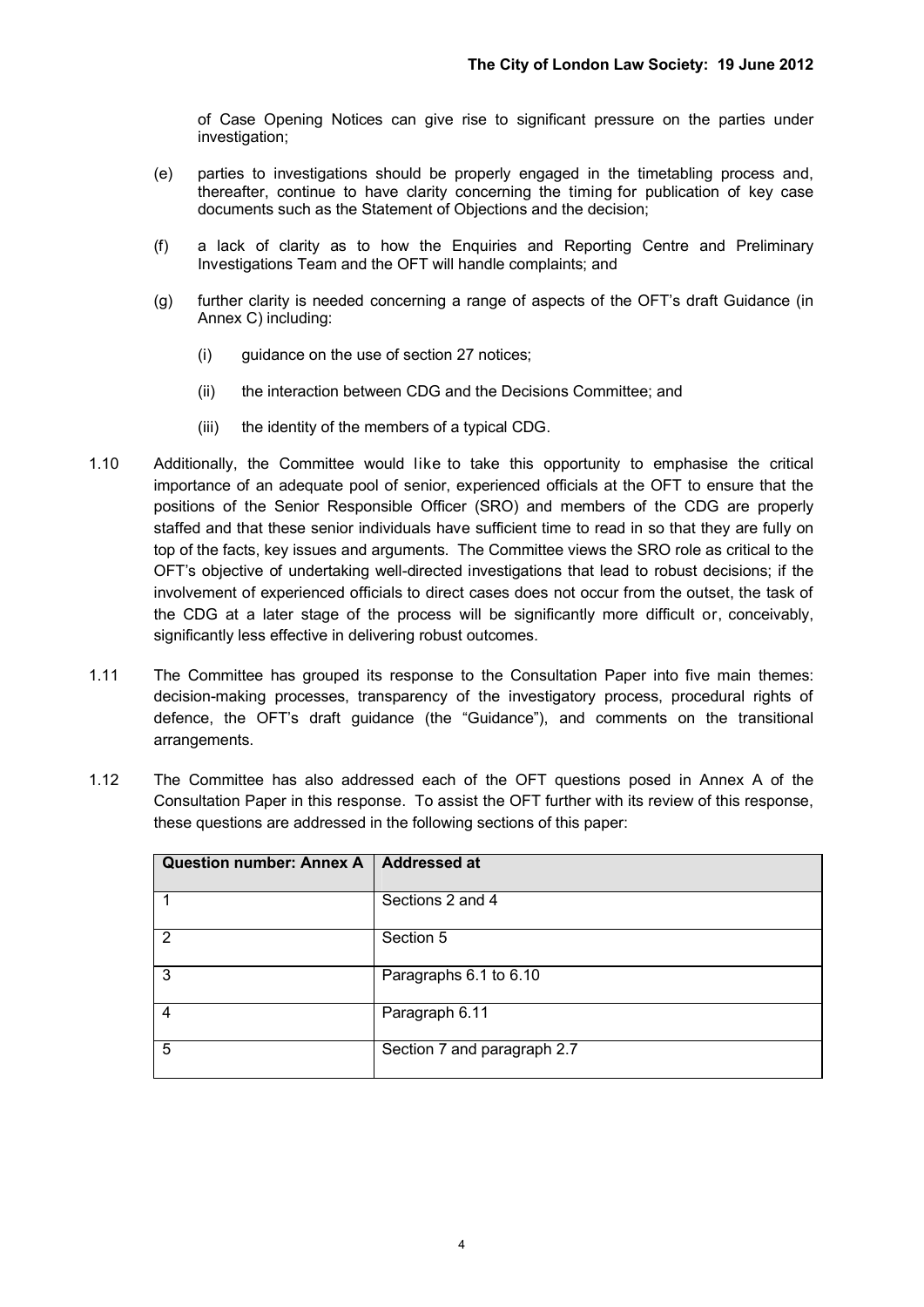of Case Opening Notices can give rise to significant pressure on the parties under investigation;

(e) parties to investigations should be properly engaged in the timetabling process and, thereafter, continue to have clarity concerning the timing for publication of key case documents such as the Statement of Objections and the decision;

(f) a lack of clarity as to how the Enquiries and Reporting Centre and Preliminary Investigations Team and the OFT will handle complaints; and

(g) further clarity is needed concerning a range of aspects of the OFT's draft Guidance (in Annex C) including:

   (i) guidance on the use of section 27 notices;

   (ii) the interaction between CDG and the Decisions Committee; and

   (iii) the identity of the members of a typical CDG.

1.10 Additionally, the Committee would like to take this opportunity to emphasise the critical importance of an adequate pool of senior, experienced officials at the OFT to ensure that the positions of the Senior Responsible Officer (SRO) and members of the CDG are properly staffed and that these senior individuals have sufficient time to read in so that they are fully on top of the facts, key issues and arguments. The Committee views the SRO role as critical to the OFT's objective of undertaking well-directed investigations that lead to robust decisions; if the involvement of experienced officials to direct cases does not occur from the outset, the task of the CDG at a later stage of the process will be significantly more difficult or, conceivably, significantly less effective in delivering robust outcomes.

1.11 The Committee has grouped its response to the Consultation Paper into five main themes: decision-making processes, transparency of the investigatory process, procedural rights of defence, the OFT's draft guidance (the "Guidance"), and comments on the transitional arrangements.

1.12 The Committee has also addressed each of the OFT questions posed in Annex A of the Consultation Paper in this response. To assist the OFT further with its review of this response, these questions are addressed in the following sections of this paper:

| Question number: Annex A | Addressed at |
|---|---|
| 1 | Sections 2 and 4 |
| 2 | Section 5 |
| 3 | Paragraphs 6.1 to 6.10 |
| 4 | Paragraph 6.11 |
| 5 | Section 7 and paragraph 2.7 |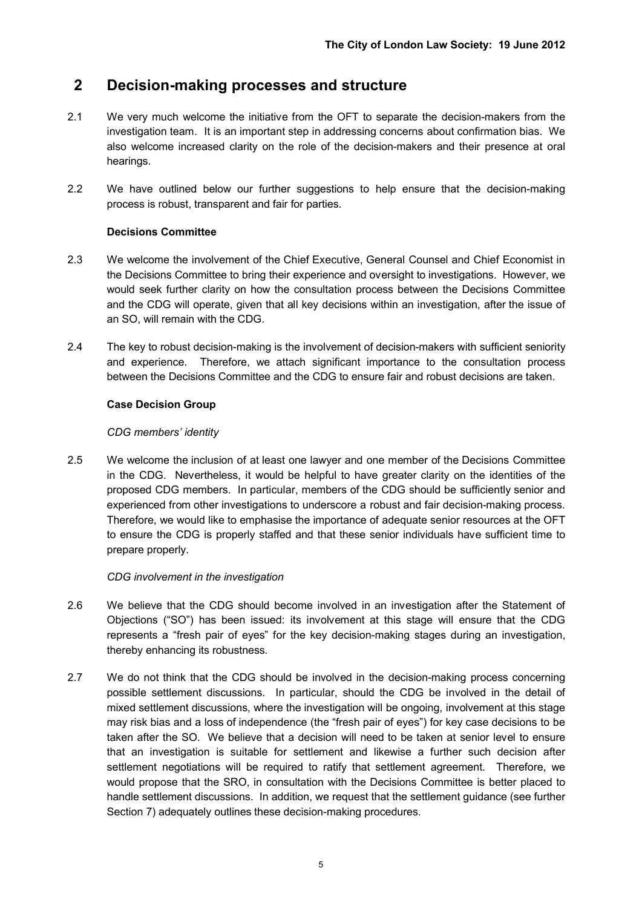## 2 Decision-making processes and structure

2.1 We very much welcome the initiative from the OFT to separate the decision-makers from the investigation team. It is an important step in addressing concerns about confirmation bias. We also welcome increased clarity on the role of the decision-makers and their presence at oral hearings.

2.2 We have outlined below our further suggestions to help ensure that the decision-making process is robust, transparent and fair for parties.

**Decisions Committee**

2.3 We welcome the involvement of the Chief Executive, General Counsel and Chief Economist in the Decisions Committee to bring their experience and oversight to investigations. However, we would seek further clarity on how the consultation process between the Decisions Committee and the CDG will operate, given that all key decisions within an investigation, after the issue of an SO, will remain with the CDG.

2.4 The key to robust decision-making is the involvement of decision-makers with sufficient seniority and experience. Therefore, we attach significant importance to the consultation process between the Decisions Committee and the CDG to ensure fair and robust decisions are taken.

**Case Decision Group**

*CDG members' identity*

2.5 We welcome the inclusion of at least one lawyer and one member of the Decisions Committee in the CDG. Nevertheless, it would be helpful to have greater clarity on the identities of the proposed CDG members. In particular, members of the CDG should be sufficiently senior and experienced from other investigations to underscore a robust and fair decision-making process. Therefore, we would like to emphasise the importance of adequate senior resources at the OFT to ensure the CDG is properly staffed and that these senior individuals have sufficient time to prepare properly.

*CDG involvement in the investigation*

2.6 We believe that the CDG should become involved in an investigation after the Statement of Objections ("SO") has been issued: its involvement at this stage will ensure that the CDG represents a "fresh pair of eyes" for the key decision-making stages during an investigation, thereby enhancing its robustness.

2.7 We do not think that the CDG should be involved in the decision-making process concerning possible settlement discussions. In particular, should the CDG be involved in the detail of mixed settlement discussions, where the investigation will be ongoing, involvement at this stage may risk bias and a loss of independence (the "fresh pair of eyes") for key case decisions to be taken after the SO. We believe that a decision will need to be taken at senior level to ensure that an investigation is suitable for settlement and likewise a further such decision after settlement negotiations will be required to ratify that settlement agreement. Therefore, we would propose that the SRO, in consultation with the Decisions Committee is better placed to handle settlement discussions. In addition, we request that the settlement guidance (see further Section 7) adequately outlines these decision-making procedures.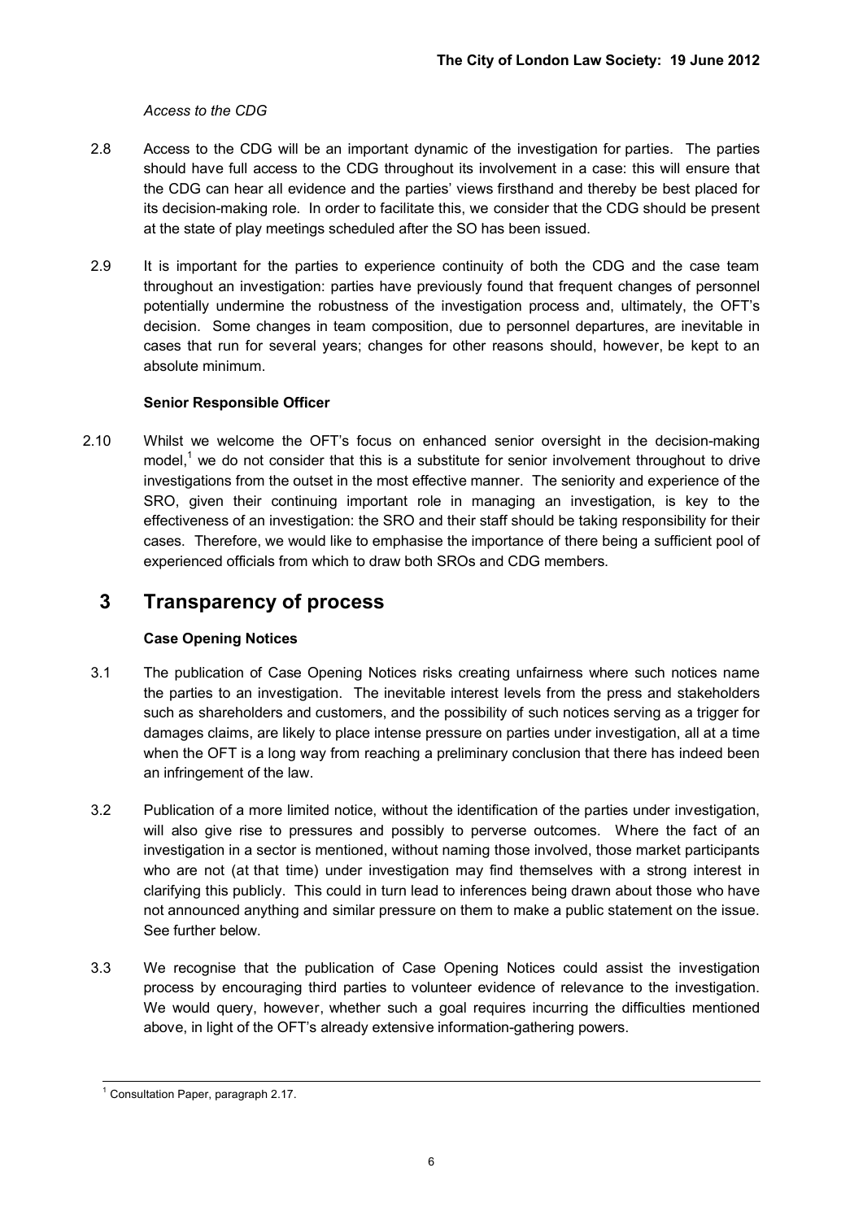*Access to the CDG*

2.8 Access to the CDG will be an important dynamic of the investigation for parties. The parties should have full access to the CDG throughout its involvement in a case: this will ensure that the CDG can hear all evidence and the parties' views firsthand and thereby be best placed for its decision-making role. In order to facilitate this, we consider that the CDG should be present at the state of play meetings scheduled after the SO has been issued.

2.9 It is important for the parties to experience continuity of both the CDG and the case team throughout an investigation: parties have previously found that frequent changes of personnel potentially undermine the robustness of the investigation process and, ultimately, the OFT's decision. Some changes in team composition, due to personnel departures, are inevitable in cases that run for several years; changes for other reasons should, however, be kept to an absolute minimum.

**Senior Responsible Officer**

2.10 Whilst we welcome the OFT's focus on enhanced senior oversight in the decision-making model,[1] we do not consider that this is a substitute for senior involvement throughout to drive investigations from the outset in the most effective manner. The seniority and experience of the SRO, given their continuing important role in managing an investigation, is key to the effectiveness of an investigation: the SRO and their staff should be taking responsibility for their cases. Therefore, we would like to emphasise the importance of there being a sufficient pool of experienced officials from which to draw both SROs and CDG members.

## 3 Transparency of process

**Case Opening Notices**

3.1 The publication of Case Opening Notices risks creating unfairness where such notices name the parties to an investigation. The inevitable interest levels from the press and stakeholders such as shareholders and customers, and the possibility of such notices serving as a trigger for damages claims, are likely to place intense pressure on parties under investigation, all at a time when the OFT is a long way from reaching a preliminary conclusion that there has indeed been an infringement of the law.

3.2 Publication of a more limited notice, without the identification of the parties under investigation, will also give rise to pressures and possibly to perverse outcomes. Where the fact of an investigation in a sector is mentioned, without naming those involved, those market participants who are not (at that time) under investigation may find themselves with a strong interest in clarifying this publicly. This could in turn lead to inferences being drawn about those who have not announced anything and similar pressure on them to make a public statement on the issue. See further below.

3.3 We recognise that the publication of Case Opening Notices could assist the investigation process by encouraging third parties to volunteer evidence of relevance to the investigation. We would query, however, whether such a goal requires incurring the difficulties mentioned above, in light of the OFT's already extensive information-gathering powers.

[1] Consultation Paper, paragraph 2.17.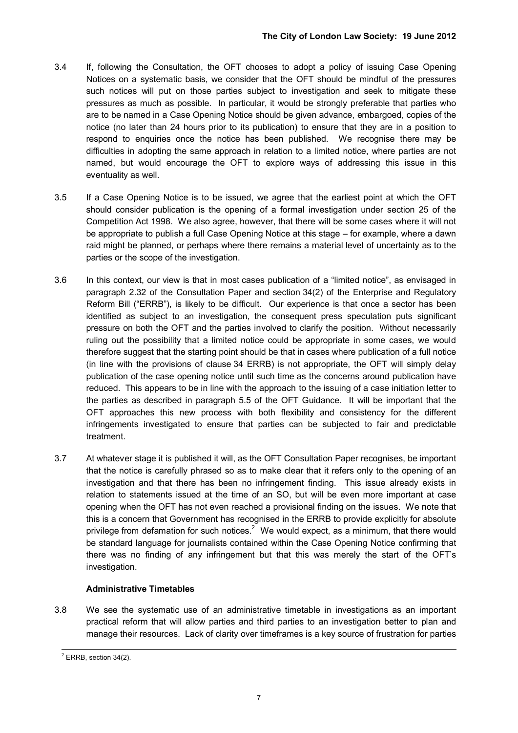3.4 If, following the Consultation, the OFT chooses to adopt a policy of issuing Case Opening Notices on a systematic basis, we consider that the OFT should be mindful of the pressures such notices will put on those parties subject to investigation and seek to mitigate these pressures as much as possible. In particular, it would be strongly preferable that parties who are to be named in a Case Opening Notice should be given advance, embargoed, copies of the notice (no later than 24 hours prior to its publication) to ensure that they are in a position to respond to enquiries once the notice has been published. We recognise there may be difficulties in adopting the same approach in relation to a limited notice, where parties are not named, but would encourage the OFT to explore ways of addressing this issue in this eventuality as well.

3.5 If a Case Opening Notice is to be issued, we agree that the earliest point at which the OFT should consider publication is the opening of a formal investigation under section 25 of the Competition Act 1998. We also agree, however, that there will be some cases where it will not be appropriate to publish a full Case Opening Notice at this stage – for example, where a dawn raid might be planned, or perhaps where there remains a material level of uncertainty as to the parties or the scope of the investigation.

3.6 In this context, our view is that in most cases publication of a "limited notice", as envisaged in paragraph 2.32 of the Consultation Paper and section 34(2) of the Enterprise and Regulatory Reform Bill ("ERRB"), is likely to be difficult. Our experience is that once a sector has been identified as subject to an investigation, the consequent press speculation puts significant pressure on both the OFT and the parties involved to clarify the position. Without necessarily ruling out the possibility that a limited notice could be appropriate in some cases, we would therefore suggest that the starting point should be that in cases where publication of a full notice (in line with the provisions of clause 34 ERRB) is not appropriate, the OFT will simply delay publication of the case opening notice until such time as the concerns around publication have reduced. This appears to be in line with the approach to the issuing of a case initiation letter to the parties as described in paragraph 5.5 of the OFT Guidance. It will be important that the OFT approaches this new process with both flexibility and consistency for the different infringements investigated to ensure that parties can be subjected to fair and predictable treatment.

3.7 At whatever stage it is published it will, as the OFT Consultation Paper recognises, be important that the notice is carefully phrased so as to make clear that it refers only to the opening of an investigation and that there has been no infringement finding. This issue already exists in relation to statements issued at the time of an SO, but will be even more important at case opening when the OFT has not even reached a provisional finding on the issues. We note that this is a concern that Government has recognised in the ERRB to provide explicitly for absolute privilege from defamation for such notices.[2] We would expect, as a minimum, that there would be standard language for journalists contained within the Case Opening Notice confirming that there was no finding of any infringement but that this was merely the start of the OFT's investigation.

**Administrative Timetables**

3.8 We see the systematic use of an administrative timetable in investigations as an important practical reform that will allow parties and third parties to an investigation better to plan and manage their resources. Lack of clarity over timeframes is a key source of frustration for parties

[2] ERRB, section 34(2).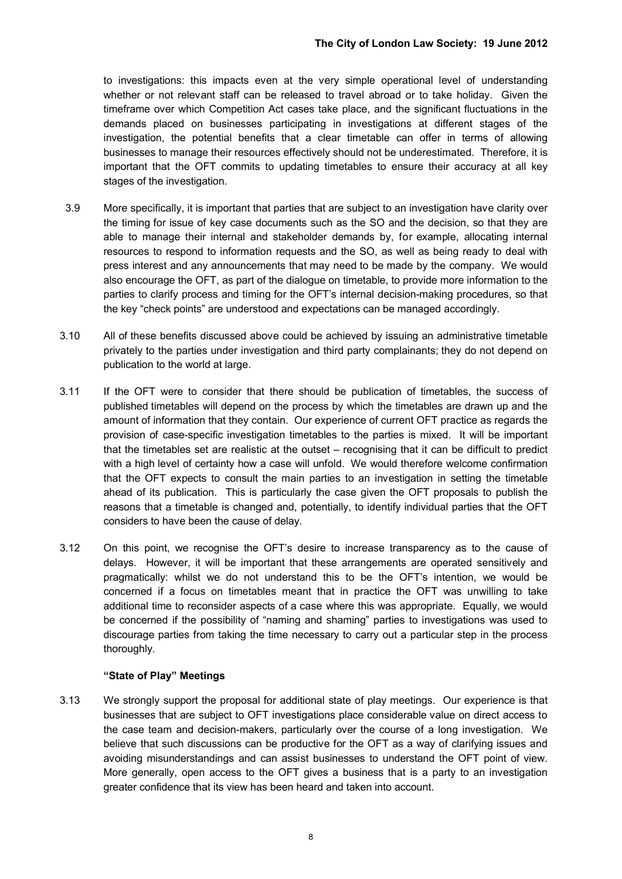to investigations: this impacts even at the very simple operational level of understanding whether or not relevant staff can be released to travel abroad or to take holiday. Given the timeframe over which Competition Act cases take place, and the significant fluctuations in the demands placed on businesses participating in investigations at different stages of the investigation, the potential benefits that a clear timetable can offer in terms of allowing businesses to manage their resources effectively should not be underestimated. Therefore, it is important that the OFT commits to updating timetables to ensure their accuracy at all key stages of the investigation.

3.9 More specifically, it is important that parties that are subject to an investigation have clarity over the timing for issue of key case documents such as the SO and the decision, so that they are able to manage their internal and stakeholder demands by, for example, allocating internal resources to respond to information requests and the SO, as well as being ready to deal with press interest and any announcements that may need to be made by the company. We would also encourage the OFT, as part of the dialogue on timetable, to provide more information to the parties to clarify process and timing for the OFT's internal decision-making procedures, so that the key "check points" are understood and expectations can be managed accordingly.

3.10 All of these benefits discussed above could be achieved by issuing an administrative timetable privately to the parties under investigation and third party complainants; they do not depend on publication to the world at large.

3.11 If the OFT were to consider that there should be publication of timetables, the success of published timetables will depend on the process by which the timetables are drawn up and the amount of information that they contain. Our experience of current OFT practice as regards the provision of case-specific investigation timetables to the parties is mixed. It will be important that the timetables set are realistic at the outset – recognising that it can be difficult to predict with a high level of certainty how a case will unfold. We would therefore welcome confirmation that the OFT expects to consult the main parties to an investigation in setting the timetable ahead of its publication. This is particularly the case given the OFT proposals to publish the reasons that a timetable is changed and, potentially, to identify individual parties that the OFT considers to have been the cause of delay.

3.12 On this point, we recognise the OFT's desire to increase transparency as to the cause of delays. However, it will be important that these arrangements are operated sensitively and pragmatically: whilst we do not understand this to be the OFT's intention, we would be concerned if a focus on timetables meant that in practice the OFT was unwilling to take additional time to reconsider aspects of a case where this was appropriate. Equally, we would be concerned if the possibility of "naming and shaming" parties to investigations was used to discourage parties from taking the time necessary to carry out a particular step in the process thoroughly.

**"State of Play" Meetings**

3.13 We strongly support the proposal for additional state of play meetings. Our experience is that businesses that are subject to OFT investigations place considerable value on direct access to the case team and decision-makers, particularly over the course of a long investigation. We believe that such discussions can be productive for the OFT as a way of clarifying issues and avoiding misunderstandings and can assist businesses to understand the OFT point of view. More generally, open access to the OFT gives a business that is a party to an investigation greater confidence that its view has been heard and taken into account.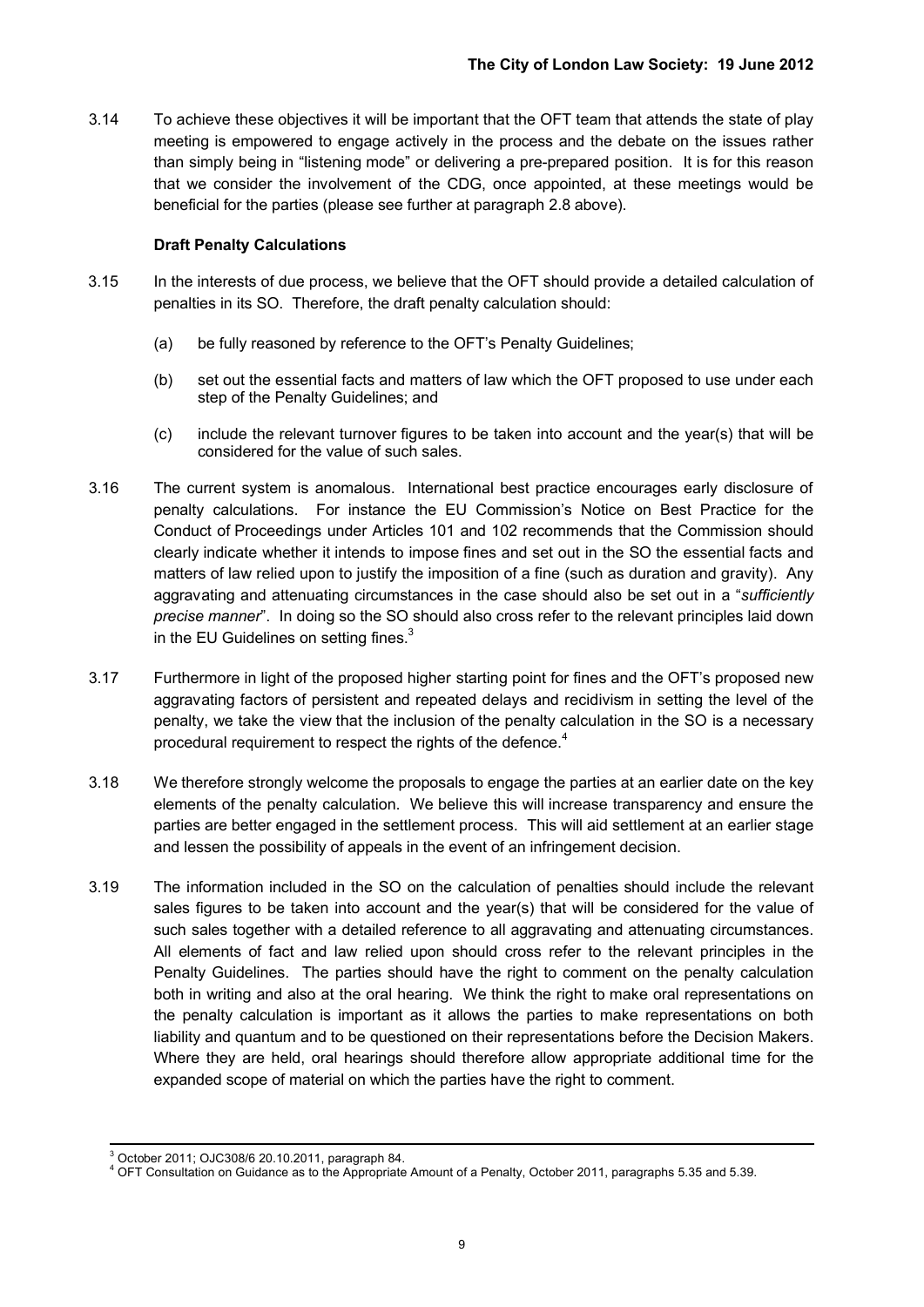3.14 To achieve these objectives it will be important that the OFT team that attends the state of play meeting is empowered to engage actively in the process and the debate on the issues rather than simply being in "listening mode" or delivering a pre-prepared position. It is for this reason that we consider the involvement of the CDG, once appointed, at these meetings would be beneficial for the parties (please see further at paragraph 2.8 above).

**Draft Penalty Calculations**

3.15 In the interests of due process, we believe that the OFT should provide a detailed calculation of penalties in its SO. Therefore, the draft penalty calculation should:

(a) be fully reasoned by reference to the OFT's Penalty Guidelines;

(b) set out the essential facts and matters of law which the OFT proposed to use under each step of the Penalty Guidelines; and

(c) include the relevant turnover figures to be taken into account and the year(s) that will be considered for the value of such sales.

3.16 The current system is anomalous. International best practice encourages early disclosure of penalty calculations. For instance the EU Commission's Notice on Best Practice for the Conduct of Proceedings under Articles 101 and 102 recommends that the Commission should clearly indicate whether it intends to impose fines and set out in the SO the essential facts and matters of law relied upon to justify the imposition of a fine (such as duration and gravity). Any aggravating and attenuating circumstances in the case should also be set out in a "*sufficiently precise manner*". In doing so the SO should also cross refer to the relevant principles laid down in the EU Guidelines on setting fines.[3]

3.17 Furthermore in light of the proposed higher starting point for fines and the OFT's proposed new aggravating factors of persistent and repeated delays and recidivism in setting the level of the penalty, we take the view that the inclusion of the penalty calculation in the SO is a necessary procedural requirement to respect the rights of the defence.[4]

3.18 We therefore strongly welcome the proposals to engage the parties at an earlier date on the key elements of the penalty calculation. We believe this will increase transparency and ensure the parties are better engaged in the settlement process. This will aid settlement at an earlier stage and lessen the possibility of appeals in the event of an infringement decision.

3.19 The information included in the SO on the calculation of penalties should include the relevant sales figures to be taken into account and the year(s) that will be considered for the value of such sales together with a detailed reference to all aggravating and attenuating circumstances. All elements of fact and law relied upon should cross refer to the relevant principles in the Penalty Guidelines. The parties should have the right to comment on the penalty calculation both in writing and also at the oral hearing. We think the right to make oral representations on the penalty calculation is important as it allows the parties to make representations on both liability and quantum and to be questioned on their representations before the Decision Makers. Where they are held, oral hearings should therefore allow appropriate additional time for the expanded scope of material on which the parties have the right to comment.

---

[3] October 2011; OJC308/6 20.10.2011, paragraph 84.

[4] OFT Consultation on Guidance as to the Appropriate Amount of a Penalty, October 2011, paragraphs 5.35 and 5.39.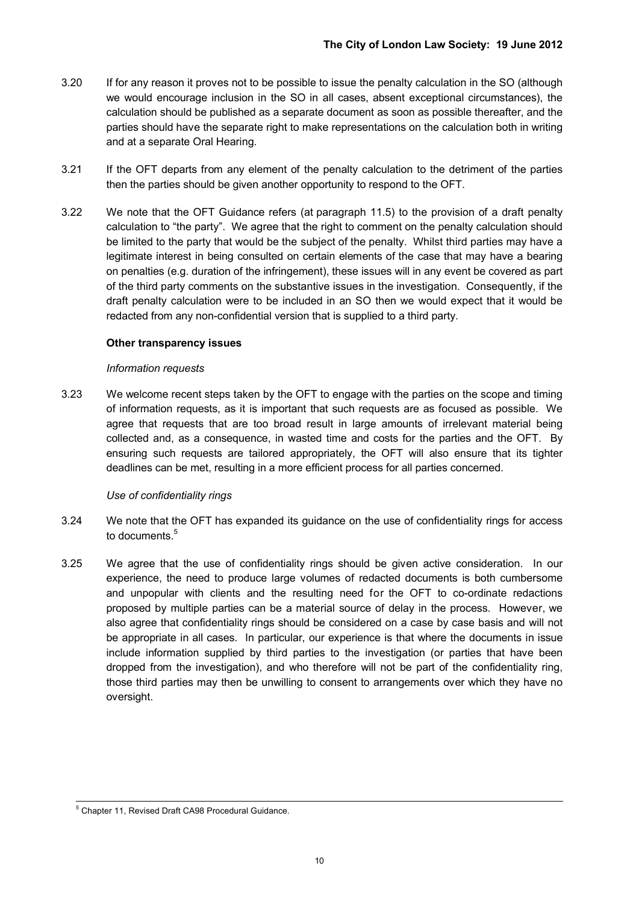3.20 If for any reason it proves not to be possible to issue the penalty calculation in the SO (although we would encourage inclusion in the SO in all cases, absent exceptional circumstances), the calculation should be published as a separate document as soon as possible thereafter, and the parties should have the separate right to make representations on the calculation both in writing and at a separate Oral Hearing.

3.21 If the OFT departs from any element of the penalty calculation to the detriment of the parties then the parties should be given another opportunity to respond to the OFT.

3.22 We note that the OFT Guidance refers (at paragraph 11.5) to the provision of a draft penalty calculation to "the party". We agree that the right to comment on the penalty calculation should be limited to the party that would be the subject of the penalty. Whilst third parties may have a legitimate interest in being consulted on certain elements of the case that may have a bearing on penalties (e.g. duration of the infringement), these issues will in any event be covered as part of the third party comments on the substantive issues in the investigation. Consequently, if the draft penalty calculation were to be included in an SO then we would expect that it would be redacted from any non-confidential version that is supplied to a third party.

**Other transparency issues**

*Information requests*

3.23 We welcome recent steps taken by the OFT to engage with the parties on the scope and timing of information requests, as it is important that such requests are as focused as possible. We agree that requests that are too broad result in large amounts of irrelevant material being collected and, as a consequence, in wasted time and costs for the parties and the OFT. By ensuring such requests are tailored appropriately, the OFT will also ensure that its tighter deadlines can be met, resulting in a more efficient process for all parties concerned.

*Use of confidentiality rings*

3.24 We note that the OFT has expanded its guidance on the use of confidentiality rings for access to documents.[5]

3.25 We agree that the use of confidentiality rings should be given active consideration. In our experience, the need to produce large volumes of redacted documents is both cumbersome and unpopular with clients and the resulting need for the OFT to co-ordinate redactions proposed by multiple parties can be a material source of delay in the process. However, we also agree that confidentiality rings should be considered on a case by case basis and will not be appropriate in all cases. In particular, our experience is that where the documents in issue include information supplied by third parties to the investigation (or parties that have been dropped from the investigation), and who therefore will not be part of the confidentiality ring, those third parties may then be unwilling to consent to arrangements over which they have no oversight.

[5] Chapter 11, Revised Draft CA98 Procedural Guidance.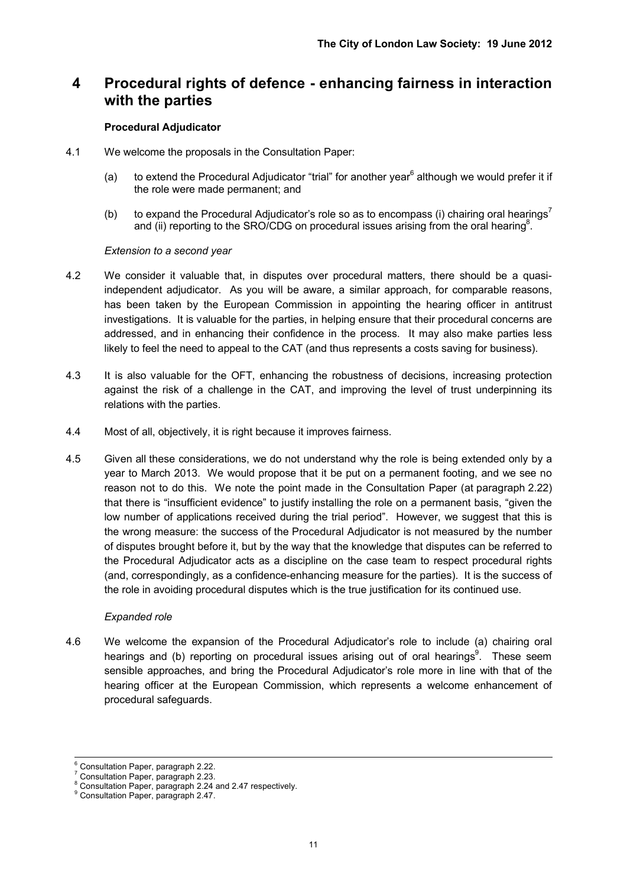# 4 Procedural rights of defence - enhancing fairness in interaction with the parties

**Procedural Adjudicator**

4.1 We welcome the proposals in the Consultation Paper:

(a) to extend the Procedural Adjudicator "trial" for another year[6] although we would prefer it if the role were made permanent; and

(b) to expand the Procedural Adjudicator's role so as to encompass (i) chairing oral hearings[7] and (ii) reporting to the SRO/CDG on procedural issues arising from the oral hearing[8].

*Extension to a second year*

4.2 We consider it valuable that, in disputes over procedural matters, there should be a quasi-independent adjudicator. As you will be aware, a similar approach, for comparable reasons, has been taken by the European Commission in appointing the hearing officer in antitrust investigations. It is valuable for the parties, in helping ensure that their procedural concerns are addressed, and in enhancing their confidence in the process. It may also make parties less likely to feel the need to appeal to the CAT (and thus represents a costs saving for business).

4.3 It is also valuable for the OFT, enhancing the robustness of decisions, increasing protection against the risk of a challenge in the CAT, and improving the level of trust underpinning its relations with the parties.

4.4 Most of all, objectively, it is right because it improves fairness.

4.5 Given all these considerations, we do not understand why the role is being extended only by a year to March 2013. We would propose that it be put on a permanent footing, and we see no reason not to do this. We note the point made in the Consultation Paper (at paragraph 2.22) that there is "insufficient evidence" to justify installing the role on a permanent basis, "given the low number of applications received during the trial period". However, we suggest that this is the wrong measure: the success of the Procedural Adjudicator is not measured by the number of disputes brought before it, but by the way that the knowledge that disputes can be referred to the Procedural Adjudicator acts as a discipline on the case team to respect procedural rights (and, correspondingly, as a confidence-enhancing measure for the parties). It is the success of the role in avoiding procedural disputes which is the true justification for its continued use.

*Expanded role*

4.6 We welcome the expansion of the Procedural Adjudicator's role to include (a) chairing oral hearings and (b) reporting on procedural issues arising out of oral hearings[9]. These seem sensible approaches, and bring the Procedural Adjudicator's role more in line with that of the hearing officer at the European Commission, which represents a welcome enhancement of procedural safeguards.

---

[6] Consultation Paper, paragraph 2.22.

[7] Consultation Paper, paragraph 2.23.

[8] Consultation Paper, paragraph 2.24 and 2.47 respectively.

[9] Consultation Paper, paragraph 2.47.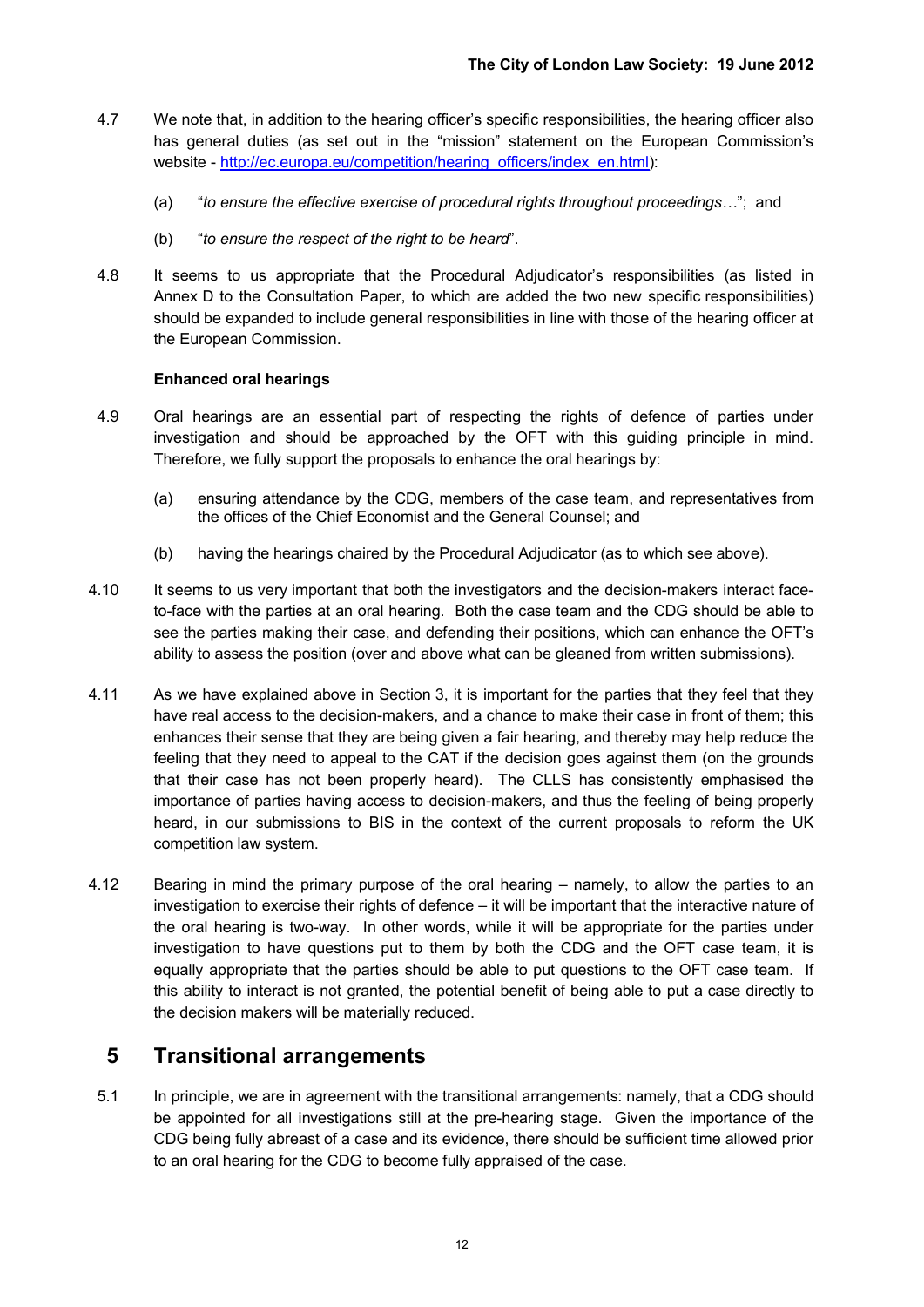4.7 We note that, in addition to the hearing officer's specific responsibilities, the hearing officer also has general duties (as set out in the "mission" statement on the European Commission's website - [http://ec.europa.eu/competition/hearing_officers/index_en.html](http://ec.europa.eu/competition/hearing_officers/index_en.html)):

(a) "*to ensure the effective exercise of procedural rights throughout proceedings*…"; and

(b) "*to ensure the respect of the right to be heard*".

4.8 It seems to us appropriate that the Procedural Adjudicator's responsibilities (as listed in Annex D to the Consultation Paper, to which are added the two new specific responsibilities) should be expanded to include general responsibilities in line with those of the hearing officer at the European Commission.

**Enhanced oral hearings**

4.9 Oral hearings are an essential part of respecting the rights of defence of parties under investigation and should be approached by the OFT with this guiding principle in mind. Therefore, we fully support the proposals to enhance the oral hearings by:

(a) ensuring attendance by the CDG, members of the case team, and representatives from the offices of the Chief Economist and the General Counsel; and

(b) having the hearings chaired by the Procedural Adjudicator (as to which see above).

4.10 It seems to us very important that both the investigators and the decision-makers interact face-to-face with the parties at an oral hearing. Both the case team and the CDG should be able to see the parties making their case, and defending their positions, which can enhance the OFT's ability to assess the position (over and above what can be gleaned from written submissions).

4.11 As we have explained above in Section 3, it is important for the parties that they feel that they have real access to the decision-makers, and a chance to make their case in front of them; this enhances their sense that they are being given a fair hearing, and thereby may help reduce the feeling that they need to appeal to the CAT if the decision goes against them (on the grounds that their case has not been properly heard). The CLLS has consistently emphasised the importance of parties having access to decision-makers, and thus the feeling of being properly heard, in our submissions to BIS in the context of the current proposals to reform the UK competition law system.

4.12 Bearing in mind the primary purpose of the oral hearing – namely, to allow the parties to an investigation to exercise their rights of defence – it will be important that the interactive nature of the oral hearing is two-way. In other words, while it will be appropriate for the parties under investigation to have questions put to them by both the CDG and the OFT case team, it is equally appropriate that the parties should be able to put questions to the OFT case team. If this ability to interact is not granted, the potential benefit of being able to put a case directly to the decision makers will be materially reduced.

## 5 Transitional arrangements

5.1 In principle, we are in agreement with the transitional arrangements: namely, that a CDG should be appointed for all investigations still at the pre-hearing stage. Given the importance of the CDG being fully abreast of a case and its evidence, there should be sufficient time allowed prior to an oral hearing for the CDG to become fully appraised of the case.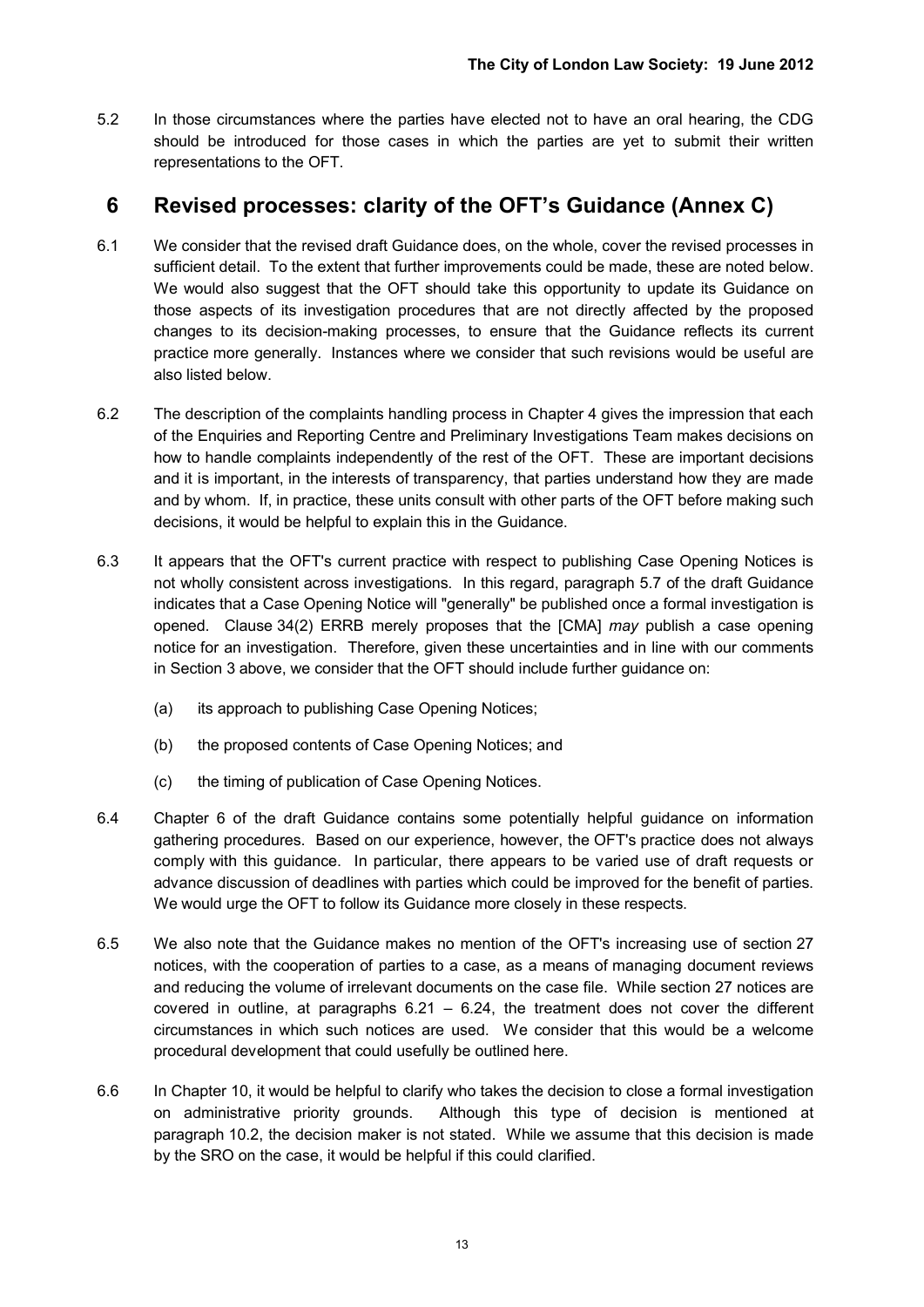5.2 In those circumstances where the parties have elected not to have an oral hearing, the CDG should be introduced for those cases in which the parties are yet to submit their written representations to the OFT.

## 6 Revised processes: clarity of the OFT's Guidance (Annex C)

6.1 We consider that the revised draft Guidance does, on the whole, cover the revised processes in sufficient detail. To the extent that further improvements could be made, these are noted below. We would also suggest that the OFT should take this opportunity to update its Guidance on those aspects of its investigation procedures that are not directly affected by the proposed changes to its decision-making processes, to ensure that the Guidance reflects its current practice more generally. Instances where we consider that such revisions would be useful are also listed below.

6.2 The description of the complaints handling process in Chapter 4 gives the impression that each of the Enquiries and Reporting Centre and Preliminary Investigations Team makes decisions on how to handle complaints independently of the rest of the OFT. These are important decisions and it is important, in the interests of transparency, that parties understand how they are made and by whom. If, in practice, these units consult with other parts of the OFT before making such decisions, it would be helpful to explain this in the Guidance.

6.3 It appears that the OFT's current practice with respect to publishing Case Opening Notices is not wholly consistent across investigations. In this regard, paragraph 5.7 of the draft Guidance indicates that a Case Opening Notice will "generally" be published once a formal investigation is opened. Clause 34(2) ERRB merely proposes that the [CMA] *may* publish a case opening notice for an investigation. Therefore, given these uncertainties and in line with our comments in Section 3 above, we consider that the OFT should include further guidance on:

(a) its approach to publishing Case Opening Notices;

(b) the proposed contents of Case Opening Notices; and

(c) the timing of publication of Case Opening Notices.

6.4 Chapter 6 of the draft Guidance contains some potentially helpful guidance on information gathering procedures. Based on our experience, however, the OFT's practice does not always comply with this guidance. In particular, there appears to be varied use of draft requests or advance discussion of deadlines with parties which could be improved for the benefit of parties. We would urge the OFT to follow its Guidance more closely in these respects.

6.5 We also note that the Guidance makes no mention of the OFT's increasing use of section 27 notices, with the cooperation of parties to a case, as a means of managing document reviews and reducing the volume of irrelevant documents on the case file. While section 27 notices are covered in outline, at paragraphs 6.21 – 6.24, the treatment does not cover the different circumstances in which such notices are used. We consider that this would be a welcome procedural development that could usefully be outlined here.

6.6 In Chapter 10, it would be helpful to clarify who takes the decision to close a formal investigation on administrative priority grounds. Although this type of decision is mentioned at paragraph 10.2, the decision maker is not stated. While we assume that this decision is made by the SRO on the case, it would be helpful if this could clarified.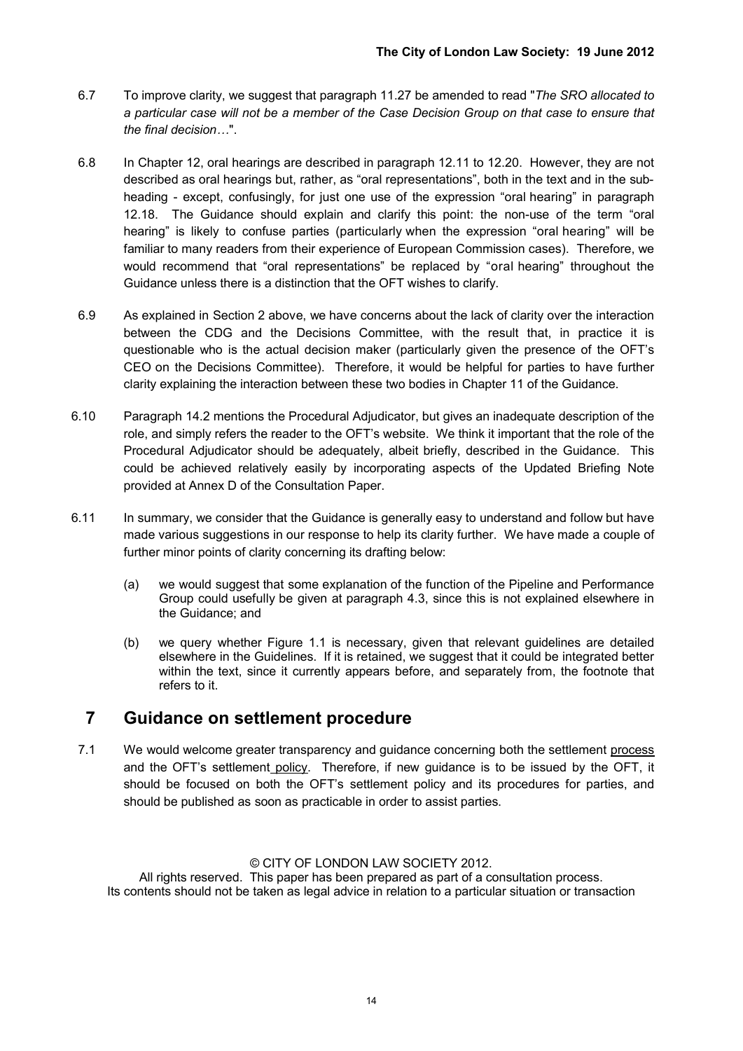6.7 To improve clarity, we suggest that paragraph 11.27 be amended to read "*The SRO allocated to a particular case will not be a member of the Case Decision Group on that case to ensure that the final decision…*".

6.8 In Chapter 12, oral hearings are described in paragraph 12.11 to 12.20. However, they are not described as oral hearings but, rather, as "oral representations", both in the text and in the sub-heading - except, confusingly, for just one use of the expression "oral hearing" in paragraph 12.18. The Guidance should explain and clarify this point: the non-use of the term "oral hearing" is likely to confuse parties (particularly when the expression "oral hearing" will be familiar to many readers from their experience of European Commission cases). Therefore, we would recommend that "oral representations" be replaced by "oral hearing" throughout the Guidance unless there is a distinction that the OFT wishes to clarify.

6.9 As explained in Section 2 above, we have concerns about the lack of clarity over the interaction between the CDG and the Decisions Committee, with the result that, in practice it is questionable who is the actual decision maker (particularly given the presence of the OFT's CEO on the Decisions Committee). Therefore, it would be helpful for parties to have further clarity explaining the interaction between these two bodies in Chapter 11 of the Guidance.

6.10 Paragraph 14.2 mentions the Procedural Adjudicator, but gives an inadequate description of the role, and simply refers the reader to the OFT's website. We think it important that the role of the Procedural Adjudicator should be adequately, albeit briefly, described in the Guidance. This could be achieved relatively easily by incorporating aspects of the Updated Briefing Note provided at Annex D of the Consultation Paper.

6.11 In summary, we consider that the Guidance is generally easy to understand and follow but have made various suggestions in our response to help its clarity further. We have made a couple of further minor points of clarity concerning its drafting below:

(a) we would suggest that some explanation of the function of the Pipeline and Performance Group could usefully be given at paragraph 4.3, since this is not explained elsewhere in the Guidance; and

(b) we query whether Figure 1.1 is necessary, given that relevant guidelines are detailed elsewhere in the Guidelines. If it is retained, we suggest that it could be integrated better within the text, since it currently appears before, and separately from, the footnote that refers to it.

## 7 Guidance on settlement procedure

7.1 We would welcome greater transparency and guidance concerning both the settlement process and the OFT's settlement policy. Therefore, if new guidance is to be issued by the OFT, it should be focused on both the OFT's settlement policy and its procedures for parties, and should be published as soon as practicable in order to assist parties.

© CITY OF LONDON LAW SOCIETY 2012.
All rights reserved. This paper has been prepared as part of a consultation process.
Its contents should not be taken as legal advice in relation to a particular situation or transaction